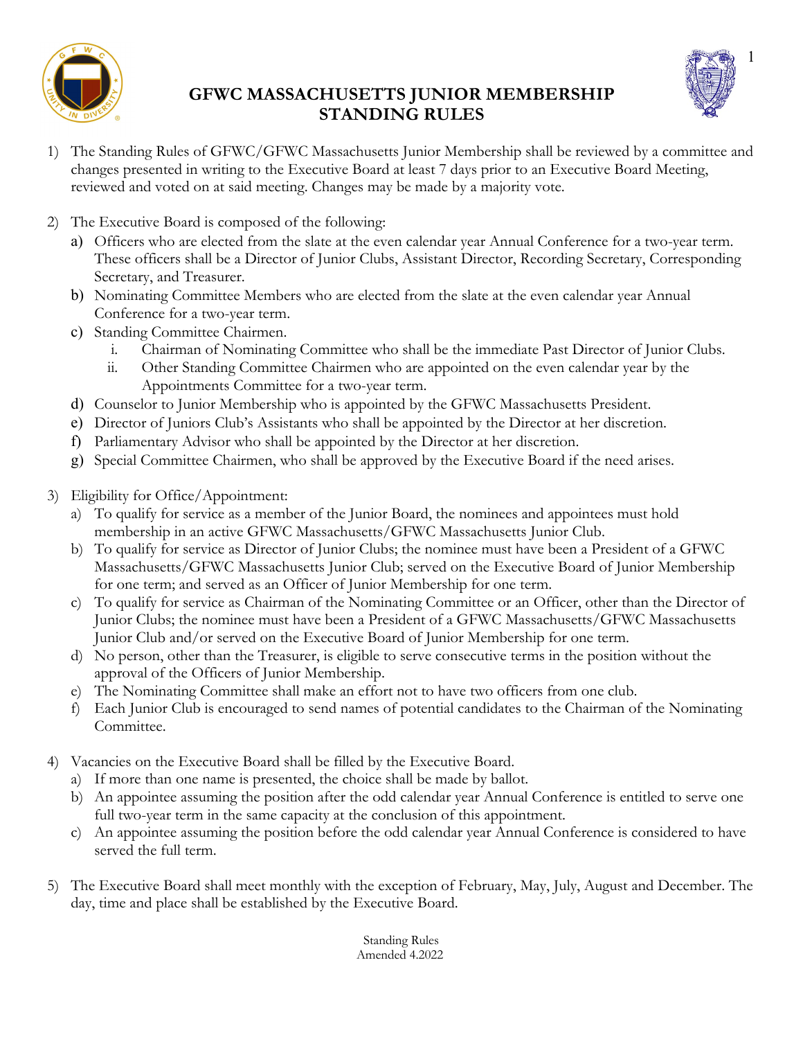# GFWC MASSACHUSETTS JUNIOR MEMBERSHIP STANDING RULES

1) The Standing Rules of GFWC/GFWC Massachusetts Junior Membership shall be reviewed by a committee and changes presented in writing to the Executive Board at least 7 days prior to an Executive Board Meeting, reviewed and voted on at said meeting. Changes may be made by a majority vote.

2) The Executive Board is composed of the following:
   a) Officers who are elected from the slate at the even calendar year Annual Conference for a two-year term. These officers shall be a Director of Junior Clubs, Assistant Director, Recording Secretary, Corresponding Secretary, and Treasurer.
   b) Nominating Committee Members who are elected from the slate at the even calendar year Annual Conference for a two-year term.
   c) Standing Committee Chairmen.
      i. Chairman of Nominating Committee who shall be the immediate Past Director of Junior Clubs.
      ii. Other Standing Committee Chairmen who are appointed on the even calendar year by the Appointments Committee for a two-year term.
   d) Counselor to Junior Membership who is appointed by the GFWC Massachusetts President.
   e) Director of Juniors Club's Assistants who shall be appointed by the Director at her discretion.
   f) Parliamentary Advisor who shall be appointed by the Director at her discretion.
   g) Special Committee Chairmen, who shall be approved by the Executive Board if the need arises.

3) Eligibility for Office/Appointment:
   a) To qualify for service as a member of the Junior Board, the nominees and appointees must hold membership in an active GFWC Massachusetts/GFWC Massachusetts Junior Club.
   b) To qualify for service as Director of Junior Clubs; the nominee must have been a President of a GFWC Massachusetts/GFWC Massachusetts Junior Club; served on the Executive Board of Junior Membership for one term; and served as an Officer of Junior Membership for one term.
   c) To qualify for service as Chairman of the Nominating Committee or an Officer, other than the Director of Junior Clubs; the nominee must have been a President of a GFWC Massachusetts/GFWC Massachusetts Junior Club and/or served on the Executive Board of Junior Membership for one term.
   d) No person, other than the Treasurer, is eligible to serve consecutive terms in the position without the approval of the Officers of Junior Membership.
   e) The Nominating Committee shall make an effort not to have two officers from one club.
   f) Each Junior Club is encouraged to send names of potential candidates to the Chairman of the Nominating Committee.

4) Vacancies on the Executive Board shall be filled by the Executive Board.
   a) If more than one name is presented, the choice shall be made by ballot.
   b) An appointee assuming the position after the odd calendar year Annual Conference is entitled to serve one full two-year term in the same capacity at the conclusion of this appointment.
   c) An appointee assuming the position before the odd calendar year Annual Conference is considered to have served the full term.

5) The Executive Board shall meet monthly with the exception of February, May, July, August and December. The day, time and place shall be established by the Executive Board.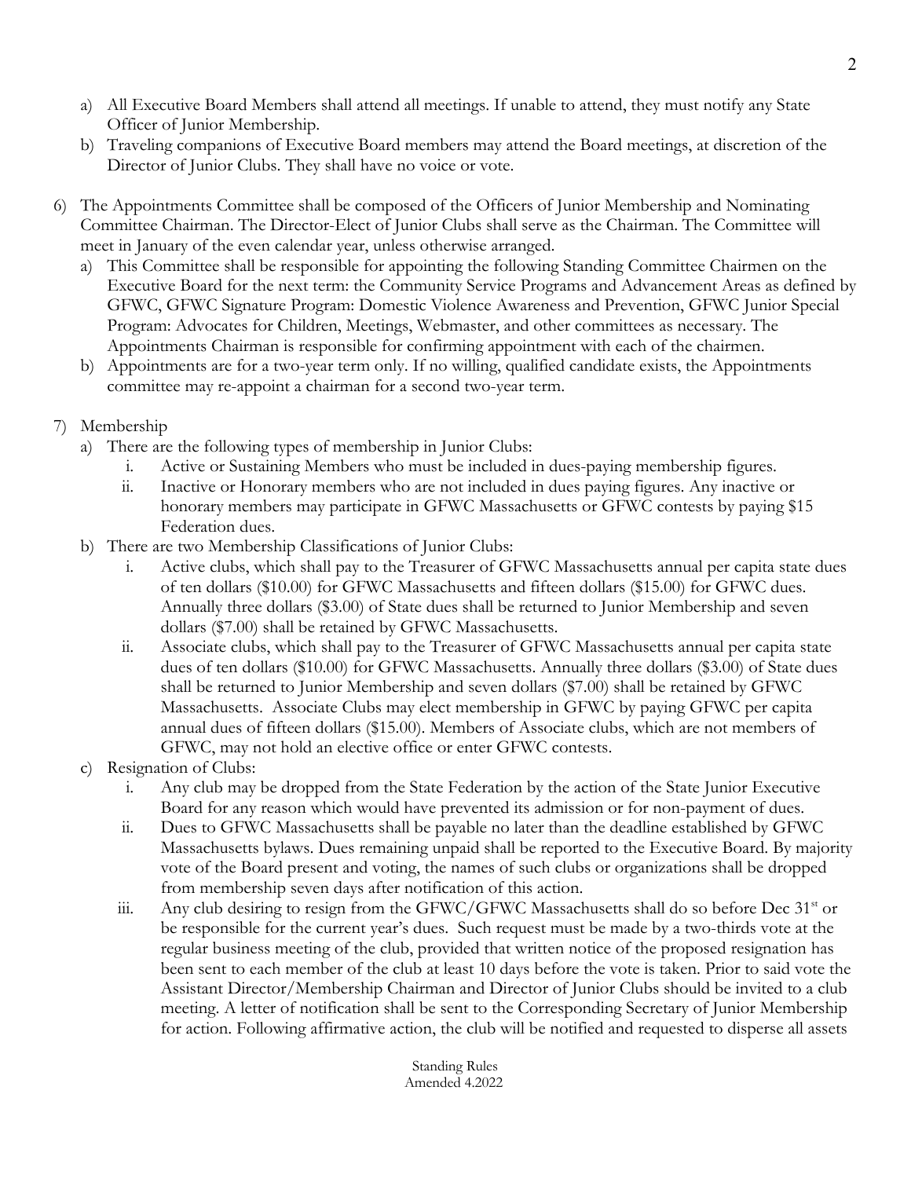a) All Executive Board Members shall attend all meetings. If unable to attend, they must notify any State Officer of Junior Membership.
b) Traveling companions of Executive Board members may attend the Board meetings, at discretion of the Director of Junior Clubs. They shall have no voice or vote.

6) The Appointments Committee shall be composed of the Officers of Junior Membership and Nominating Committee Chairman. The Director-Elect of Junior Clubs shall serve as the Chairman. The Committee will meet in January of the even calendar year, unless otherwise arranged.
   a) This Committee shall be responsible for appointing the following Standing Committee Chairmen on the Executive Board for the next term: the Community Service Programs and Advancement Areas as defined by GFWC, GFWC Signature Program: Domestic Violence Awareness and Prevention, GFWC Junior Special Program: Advocates for Children, Meetings, Webmaster, and other committees as necessary. The Appointments Chairman is responsible for confirming appointment with each of the chairmen.
   b) Appointments are for a two-year term only. If no willing, qualified candidate exists, the Appointments committee may re-appoint a chairman for a second two-year term.

7) Membership
   a) There are the following types of membership in Junior Clubs:
      i. Active or Sustaining Members who must be included in dues-paying membership figures.
      ii. Inactive or Honorary members who are not included in dues paying figures. Any inactive or honorary members may participate in GFWC Massachusetts or GFWC contests by paying $15 Federation dues.
   b) There are two Membership Classifications of Junior Clubs:
      i. Active clubs, which shall pay to the Treasurer of GFWC Massachusetts annual per capita state dues of ten dollars ($10.00) for GFWC Massachusetts and fifteen dollars ($15.00) for GFWC dues. Annually three dollars ($3.00) of State dues shall be returned to Junior Membership and seven dollars ($7.00) shall be retained by GFWC Massachusetts.
      ii. Associate clubs, which shall pay to the Treasurer of GFWC Massachusetts annual per capita state dues of ten dollars ($10.00) for GFWC Massachusetts. Annually three dollars ($3.00) of State dues shall be returned to Junior Membership and seven dollars ($7.00) shall be retained by GFWC Massachusetts. Associate Clubs may elect membership in GFWC by paying GFWC per capita annual dues of fifteen dollars ($15.00). Members of Associate clubs, which are not members of GFWC, may not hold an elective office or enter GFWC contests.
   c) Resignation of Clubs:
      i. Any club may be dropped from the State Federation by the action of the State Junior Executive Board for any reason which would have prevented its admission or for non-payment of dues.
      ii. Dues to GFWC Massachusetts shall be payable no later than the deadline established by GFWC Massachusetts bylaws. Dues remaining unpaid shall be reported to the Executive Board. By majority vote of the Board present and voting, the names of such clubs or organizations shall be dropped from membership seven days after notification of this action.
      iii. Any club desiring to resign from the GFWC/GFWC Massachusetts shall do so before Dec 31st or be responsible for the current year's dues. Such request must be made by a two-thirds vote at the regular business meeting of the club, provided that written notice of the proposed resignation has been sent to each member of the club at least 10 days before the vote is taken. Prior to said vote the Assistant Director/Membership Chairman and Director of Junior Clubs should be invited to a club meeting. A letter of notification shall be sent to the Corresponding Secretary of Junior Membership for action. Following affirmative action, the club will be notified and requested to disperse all assets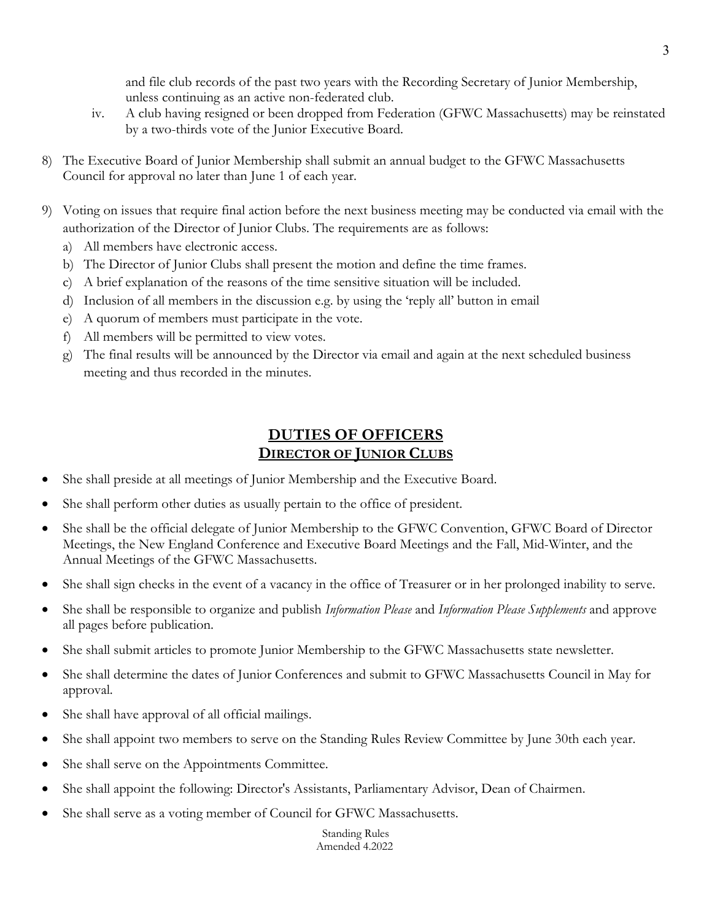and file club records of the past two years with the Recording Secretary of Junior Membership, unless continuing as an active non-federated club.

iv. A club having resigned or been dropped from Federation (GFWC Massachusetts) may be reinstated by a two-thirds vote of the Junior Executive Board.

8) The Executive Board of Junior Membership shall submit an annual budget to the GFWC Massachusetts Council for approval no later than June 1 of each year.

9) Voting on issues that require final action before the next business meeting may be conducted via email with the authorization of the Director of Junior Clubs. The requirements are as follows:
   a) All members have electronic access.
   b) The Director of Junior Clubs shall present the motion and define the time frames.
   c) A brief explanation of the reasons of the time sensitive situation will be included.
   d) Inclusion of all members in the discussion e.g. by using the 'reply all' button in email
   e) A quorum of members must participate in the vote.
   f) All members will be permitted to view votes.
   g) The final results will be announced by the Director via email and again at the next scheduled business meeting and thus recorded in the minutes.

## DUTIES OF OFFICERS

### DIRECTOR OF JUNIOR CLUBS

- She shall preside at all meetings of Junior Membership and the Executive Board.
- She shall perform other duties as usually pertain to the office of president.
- She shall be the official delegate of Junior Membership to the GFWC Convention, GFWC Board of Director Meetings, the New England Conference and Executive Board Meetings and the Fall, Mid-Winter, and the Annual Meetings of the GFWC Massachusetts.
- She shall sign checks in the event of a vacancy in the office of Treasurer or in her prolonged inability to serve.
- She shall be responsible to organize and publish *Information Please* and *Information Please Supplements* and approve all pages before publication.
- She shall submit articles to promote Junior Membership to the GFWC Massachusetts state newsletter.
- She shall determine the dates of Junior Conferences and submit to GFWC Massachusetts Council in May for approval.
- She shall have approval of all official mailings.
- She shall appoint two members to serve on the Standing Rules Review Committee by June 30th each year.
- She shall serve on the Appointments Committee.
- She shall appoint the following: Director's Assistants, Parliamentary Advisor, Dean of Chairmen.
- She shall serve as a voting member of Council for GFWC Massachusetts.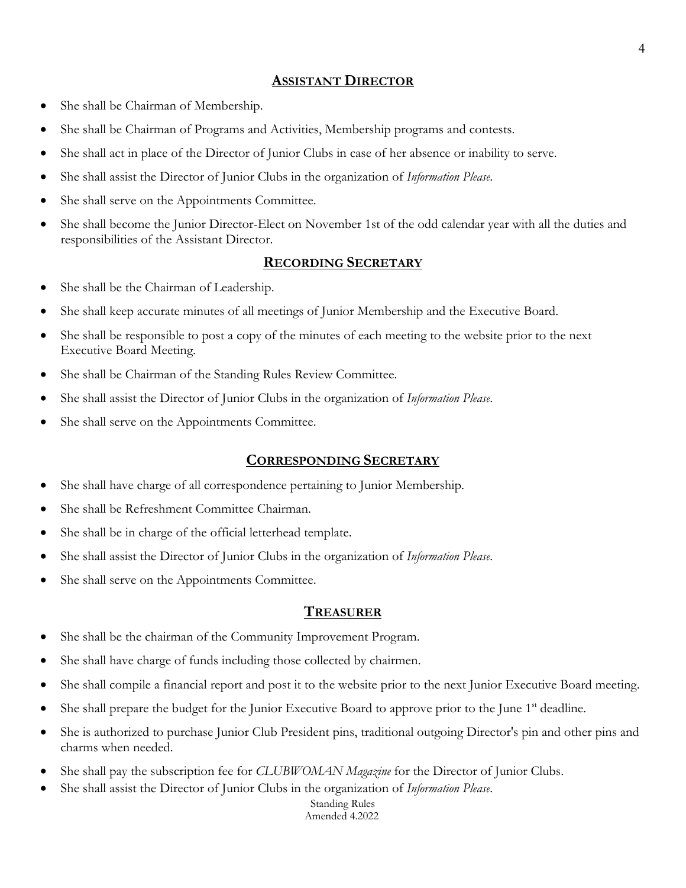## ASSISTANT DIRECTOR

- She shall be Chairman of Membership.
- She shall be Chairman of Programs and Activities, Membership programs and contests.
- She shall act in place of the Director of Junior Clubs in case of her absence or inability to serve.
- She shall assist the Director of Junior Clubs in the organization of *Information Please.*
- She shall serve on the Appointments Committee.
- She shall become the Junior Director-Elect on November 1st of the odd calendar year with all the duties and responsibilities of the Assistant Director.

## RECORDING SECRETARY

- She shall be the Chairman of Leadership.
- She shall keep accurate minutes of all meetings of Junior Membership and the Executive Board.
- She shall be responsible to post a copy of the minutes of each meeting to the website prior to the next Executive Board Meeting.
- She shall be Chairman of the Standing Rules Review Committee.
- She shall assist the Director of Junior Clubs in the organization of *Information Please.*
- She shall serve on the Appointments Committee.

## CORRESPONDING SECRETARY

- She shall have charge of all correspondence pertaining to Junior Membership.
- She shall be Refreshment Committee Chairman.
- She shall be in charge of the official letterhead template.
- She shall assist the Director of Junior Clubs in the organization of *Information Please.*
- She shall serve on the Appointments Committee.

## TREASURER

- She shall be the chairman of the Community Improvement Program.
- She shall have charge of funds including those collected by chairmen.
- She shall compile a financial report and post it to the website prior to the next Junior Executive Board meeting.
- She shall prepare the budget for the Junior Executive Board to approve prior to the June 1st deadline.
- She is authorized to purchase Junior Club President pins, traditional outgoing Director's pin and other pins and charms when needed.
- She shall pay the subscription fee for *CLUBWOMAN Magazine* for the Director of Junior Clubs.
- She shall assist the Director of Junior Clubs in the organization of *Information Please.*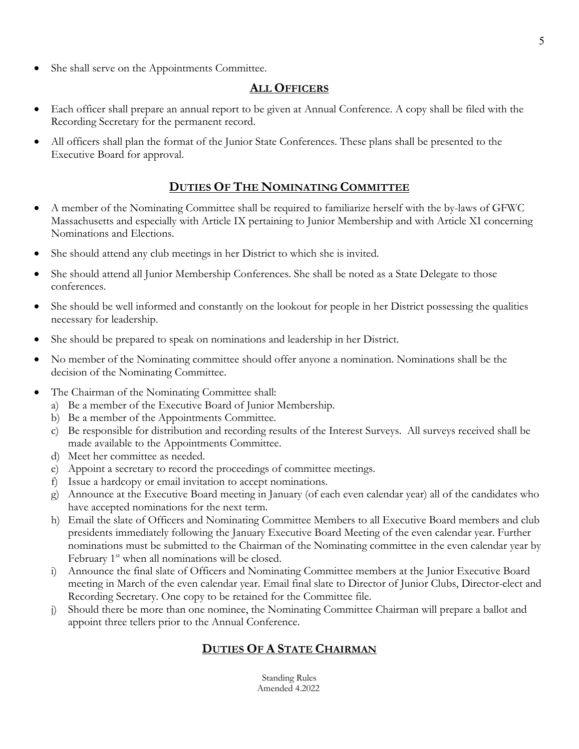- She shall serve on the Appointments Committee.

## ALL OFFICERS

- Each officer shall prepare an annual report to be given at Annual Conference. A copy shall be filed with the Recording Secretary for the permanent record.
- All officers shall plan the format of the Junior State Conferences. These plans shall be presented to the Executive Board for approval.

## DUTIES OF THE NOMINATING COMMITTEE

- A member of the Nominating Committee shall be required to familiarize herself with the by-laws of GFWC Massachusetts and especially with Article IX pertaining to Junior Membership and with Article XI concerning Nominations and Elections.
- She should attend any club meetings in her District to which she is invited.
- She should attend all Junior Membership Conferences. She shall be noted as a State Delegate to those conferences.
- She should be well informed and constantly on the lookout for people in her District possessing the qualities necessary for leadership.
- She should be prepared to speak on nominations and leadership in her District.
- No member of the Nominating committee should offer anyone a nomination. Nominations shall be the decision of the Nominating Committee.
- The Chairman of the Nominating Committee shall:
  a) Be a member of the Executive Board of Junior Membership.
  b) Be a member of the Appointments Committee.
  c) Be responsible for distribution and recording results of the Interest Surveys. All surveys received shall be made available to the Appointments Committee.
  d) Meet her committee as needed.
  e) Appoint a secretary to record the proceedings of committee meetings.
  f) Issue a hardcopy or email invitation to accept nominations.
  g) Announce at the Executive Board meeting in January (of each even calendar year) all of the candidates who have accepted nominations for the next term.
  h) Email the slate of Officers and Nominating Committee Members to all Executive Board members and club presidents immediately following the January Executive Board Meeting of the even calendar year. Further nominations must be submitted to the Chairman of the Nominating committee in the even calendar year by February 1st when all nominations will be closed.
  i) Announce the final slate of Officers and Nominating Committee members at the Junior Executive Board meeting in March of the even calendar year. Email final slate to Director of Junior Clubs, Director-elect and Recording Secretary. One copy to be retained for the Committee file.
  j) Should there be more than one nominee, the Nominating Committee Chairman will prepare a ballot and appoint three tellers prior to the Annual Conference.

## DUTIES OF A STATE CHAIRMAN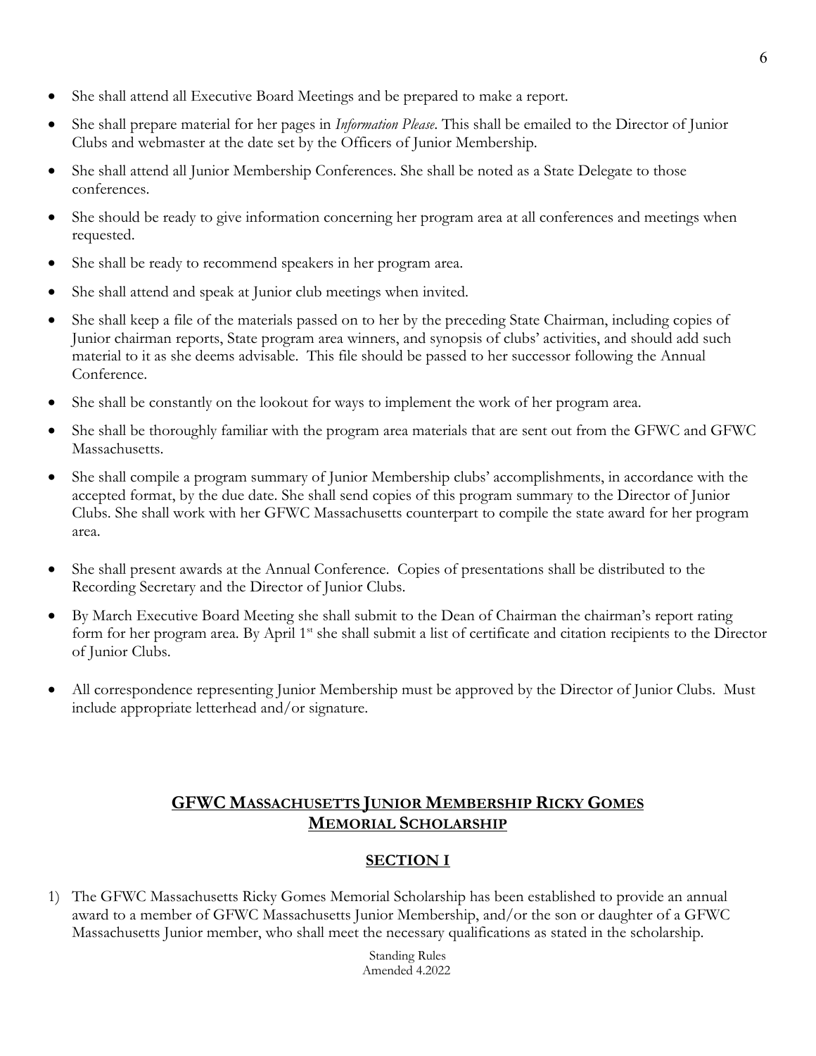- She shall attend all Executive Board Meetings and be prepared to make a report.
- She shall prepare material for her pages in *Information Please*. This shall be emailed to the Director of Junior Clubs and webmaster at the date set by the Officers of Junior Membership.
- She shall attend all Junior Membership Conferences. She shall be noted as a State Delegate to those conferences.
- She should be ready to give information concerning her program area at all conferences and meetings when requested.
- She shall be ready to recommend speakers in her program area.
- She shall attend and speak at Junior club meetings when invited.
- She shall keep a file of the materials passed on to her by the preceding State Chairman, including copies of Junior chairman reports, State program area winners, and synopsis of clubs' activities, and should add such material to it as she deems advisable. This file should be passed to her successor following the Annual Conference.
- She shall be constantly on the lookout for ways to implement the work of her program area.
- She shall be thoroughly familiar with the program area materials that are sent out from the GFWC and GFWC Massachusetts.
- She shall compile a program summary of Junior Membership clubs' accomplishments, in accordance with the accepted format, by the due date. She shall send copies of this program summary to the Director of Junior Clubs. She shall work with her GFWC Massachusetts counterpart to compile the state award for her program area.
- She shall present awards at the Annual Conference. Copies of presentations shall be distributed to the Recording Secretary and the Director of Junior Clubs.
- By March Executive Board Meeting she shall submit to the Dean of Chairman the chairman's report rating form for her program area. By April 1st she shall submit a list of certificate and citation recipients to the Director of Junior Clubs.
- All correspondence representing Junior Membership must be approved by the Director of Junior Clubs. Must include appropriate letterhead and/or signature.

## GFWC MASSACHUSETTS JUNIOR MEMBERSHIP RICKY GOMES MEMORIAL SCHOLARSHIP

### SECTION I

1) The GFWC Massachusetts Ricky Gomes Memorial Scholarship has been established to provide an annual award to a member of GFWC Massachusetts Junior Membership, and/or the son or daughter of a GFWC Massachusetts Junior member, who shall meet the necessary qualifications as stated in the scholarship.

Standing Rules
Amended 4.2022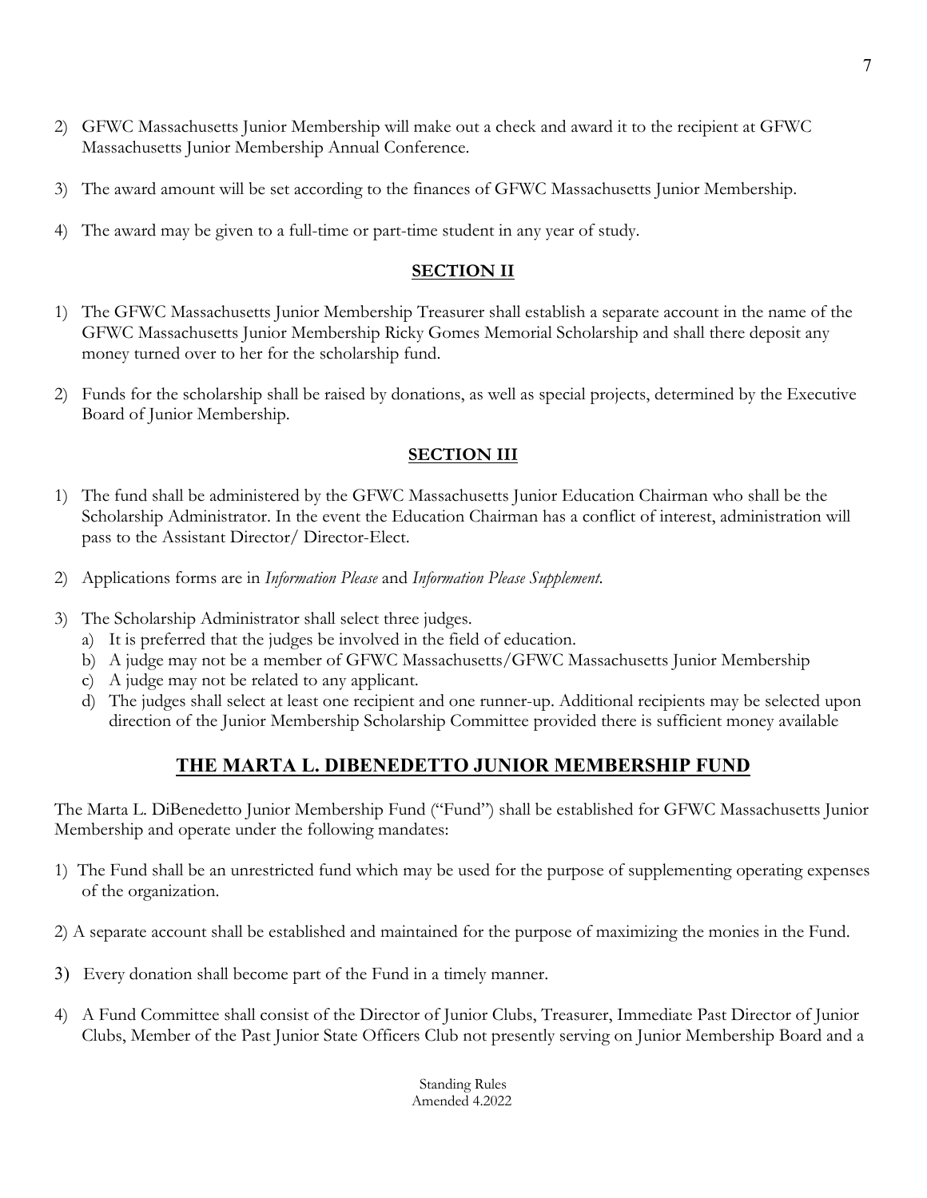2) GFWC Massachusetts Junior Membership will make out a check and award it to the recipient at GFWC Massachusetts Junior Membership Annual Conference.

3) The award amount will be set according to the finances of GFWC Massachusetts Junior Membership.

4) The award may be given to a full-time or part-time student in any year of study.

### SECTION II

1) The GFWC Massachusetts Junior Membership Treasurer shall establish a separate account in the name of the GFWC Massachusetts Junior Membership Ricky Gomes Memorial Scholarship and shall there deposit any money turned over to her for the scholarship fund.

2) Funds for the scholarship shall be raised by donations, as well as special projects, determined by the Executive Board of Junior Membership.

### SECTION III

1) The fund shall be administered by the GFWC Massachusetts Junior Education Chairman who shall be the Scholarship Administrator. In the event the Education Chairman has a conflict of interest, administration will pass to the Assistant Director/ Director-Elect.

2) Applications forms are in *Information Please* and *Information Please Supplement*.

3) The Scholarship Administrator shall select three judges.
   a) It is preferred that the judges be involved in the field of education.
   b) A judge may not be a member of GFWC Massachusetts/GFWC Massachusetts Junior Membership
   c) A judge may not be related to any applicant.
   d) The judges shall select at least one recipient and one runner-up. Additional recipients may be selected upon direction of the Junior Membership Scholarship Committee provided there is sufficient money available

## THE MARTA L. DIBENEDETTO JUNIOR MEMBERSHIP FUND

The Marta L. DiBenedetto Junior Membership Fund ("Fund") shall be established for GFWC Massachusetts Junior Membership and operate under the following mandates:

1) The Fund shall be an unrestricted fund which may be used for the purpose of supplementing operating expenses of the organization.

2) A separate account shall be established and maintained for the purpose of maximizing the monies in the Fund.

3) Every donation shall become part of the Fund in a timely manner.

4) A Fund Committee shall consist of the Director of Junior Clubs, Treasurer, Immediate Past Director of Junior Clubs, Member of the Past Junior State Officers Club not presently serving on Junior Membership Board and a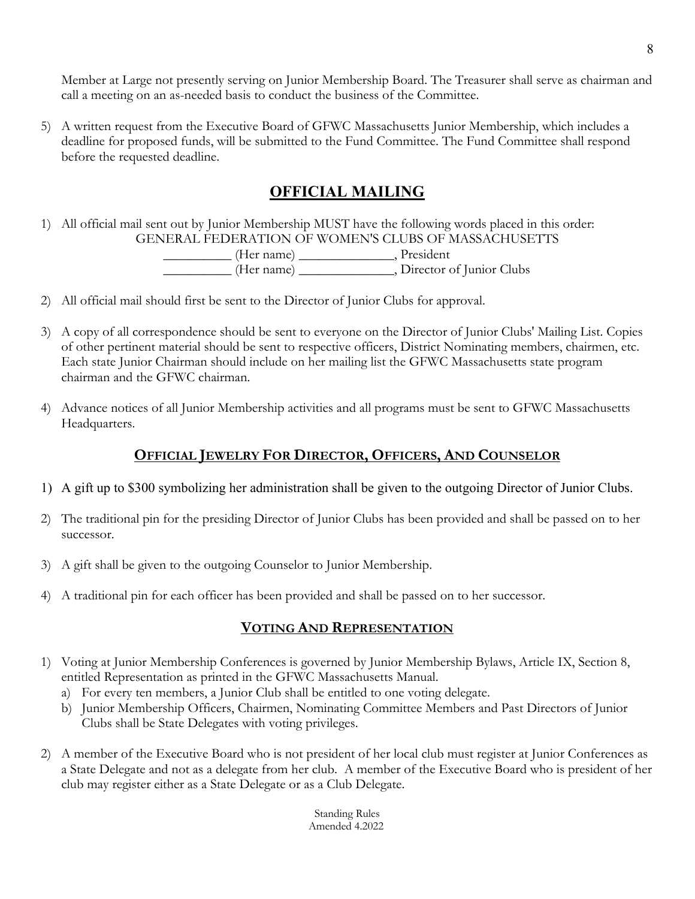Member at Large not presently serving on Junior Membership Board. The Treasurer shall serve as chairman and call a meeting on an as-needed basis to conduct the business of the Committee.

5) A written request from the Executive Board of GFWC Massachusetts Junior Membership, which includes a deadline for proposed funds, will be submitted to the Fund Committee. The Fund Committee shall respond before the requested deadline.

## OFFICIAL MAILING

1) All official mail sent out by Junior Membership MUST have the following words placed in this order:

   GENERAL FEDERATION OF WOMEN'S CLUBS OF MASSACHUSETTS
   __________ (Her name) ______________, President
   __________ (Her name) ______________, Director of Junior Clubs

2) All official mail should first be sent to the Director of Junior Clubs for approval.

3) A copy of all correspondence should be sent to everyone on the Director of Junior Clubs' Mailing List. Copies of other pertinent material should be sent to respective officers, District Nominating members, chairmen, etc. Each state Junior Chairman should include on her mailing list the GFWC Massachusetts state program chairman and the GFWC chairman.

4) Advance notices of all Junior Membership activities and all programs must be sent to GFWC Massachusetts Headquarters.

## OFFICIAL JEWELRY FOR DIRECTOR, OFFICERS, AND COUNSELOR

1) A gift up to $300 symbolizing her administration shall be given to the outgoing Director of Junior Clubs.

2) The traditional pin for the presiding Director of Junior Clubs has been provided and shall be passed on to her successor.

3) A gift shall be given to the outgoing Counselor to Junior Membership.

4) A traditional pin for each officer has been provided and shall be passed on to her successor.

## VOTING AND REPRESENTATION

1) Voting at Junior Membership Conferences is governed by Junior Membership Bylaws, Article IX, Section 8, entitled Representation as printed in the GFWC Massachusetts Manual.
   a) For every ten members, a Junior Club shall be entitled to one voting delegate.
   b) Junior Membership Officers, Chairmen, Nominating Committee Members and Past Directors of Junior Clubs shall be State Delegates with voting privileges.

2) A member of the Executive Board who is not president of her local club must register at Junior Conferences as a State Delegate and not as a delegate from her club. A member of the Executive Board who is president of her club may register either as a State Delegate or as a Club Delegate.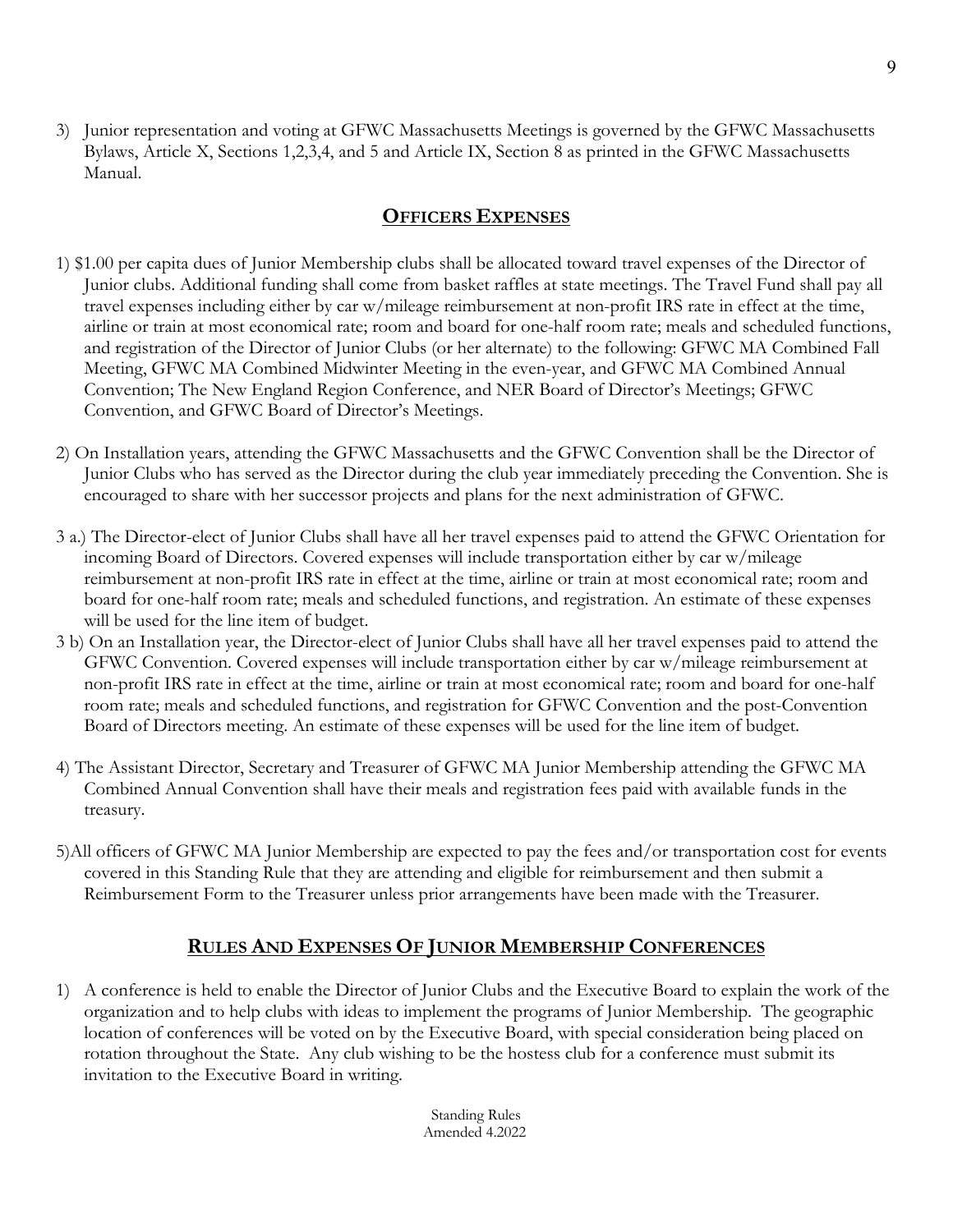3) Junior representation and voting at GFWC Massachusetts Meetings is governed by the GFWC Massachusetts Bylaws, Article X, Sections 1,2,3,4, and 5 and Article IX, Section 8 as printed in the GFWC Massachusetts Manual.

## OFFICERS EXPENSES

1) $1.00 per capita dues of Junior Membership clubs shall be allocated toward travel expenses of the Director of Junior clubs. Additional funding shall come from basket raffles at state meetings. The Travel Fund shall pay all travel expenses including either by car w/mileage reimbursement at non-profit IRS rate in effect at the time, airline or train at most economical rate; room and board for one-half room rate; meals and scheduled functions, and registration of the Director of Junior Clubs (or her alternate) to the following: GFWC MA Combined Fall Meeting, GFWC MA Combined Midwinter Meeting in the even-year, and GFWC MA Combined Annual Convention; The New England Region Conference, and NER Board of Director's Meetings; GFWC Convention, and GFWC Board of Director's Meetings.

2) On Installation years, attending the GFWC Massachusetts and the GFWC Convention shall be the Director of Junior Clubs who has served as the Director during the club year immediately preceding the Convention. She is encouraged to share with her successor projects and plans for the next administration of GFWC.

3 a.) The Director-elect of Junior Clubs shall have all her travel expenses paid to attend the GFWC Orientation for incoming Board of Directors. Covered expenses will include transportation either by car w/mileage reimbursement at non-profit IRS rate in effect at the time, airline or train at most economical rate; room and board for one-half room rate; meals and scheduled functions, and registration. An estimate of these expenses will be used for the line item of budget.

3 b) On an Installation year, the Director-elect of Junior Clubs shall have all her travel expenses paid to attend the GFWC Convention. Covered expenses will include transportation either by car w/mileage reimbursement at non-profit IRS rate in effect at the time, airline or train at most economical rate; room and board for one-half room rate; meals and scheduled functions, and registration for GFWC Convention and the post-Convention Board of Directors meeting. An estimate of these expenses will be used for the line item of budget.

4) The Assistant Director, Secretary and Treasurer of GFWC MA Junior Membership attending the GFWC MA Combined Annual Convention shall have their meals and registration fees paid with available funds in the treasury.

5)All officers of GFWC MA Junior Membership are expected to pay the fees and/or transportation cost for events covered in this Standing Rule that they are attending and eligible for reimbursement and then submit a Reimbursement Form to the Treasurer unless prior arrangements have been made with the Treasurer.

## RULES AND EXPENSES OF JUNIOR MEMBERSHIP CONFERENCES

1) A conference is held to enable the Director of Junior Clubs and the Executive Board to explain the work of the organization and to help clubs with ideas to implement the programs of Junior Membership. The geographic location of conferences will be voted on by the Executive Board, with special consideration being placed on rotation throughout the State. Any club wishing to be the hostess club for a conference must submit its invitation to the Executive Board in writing.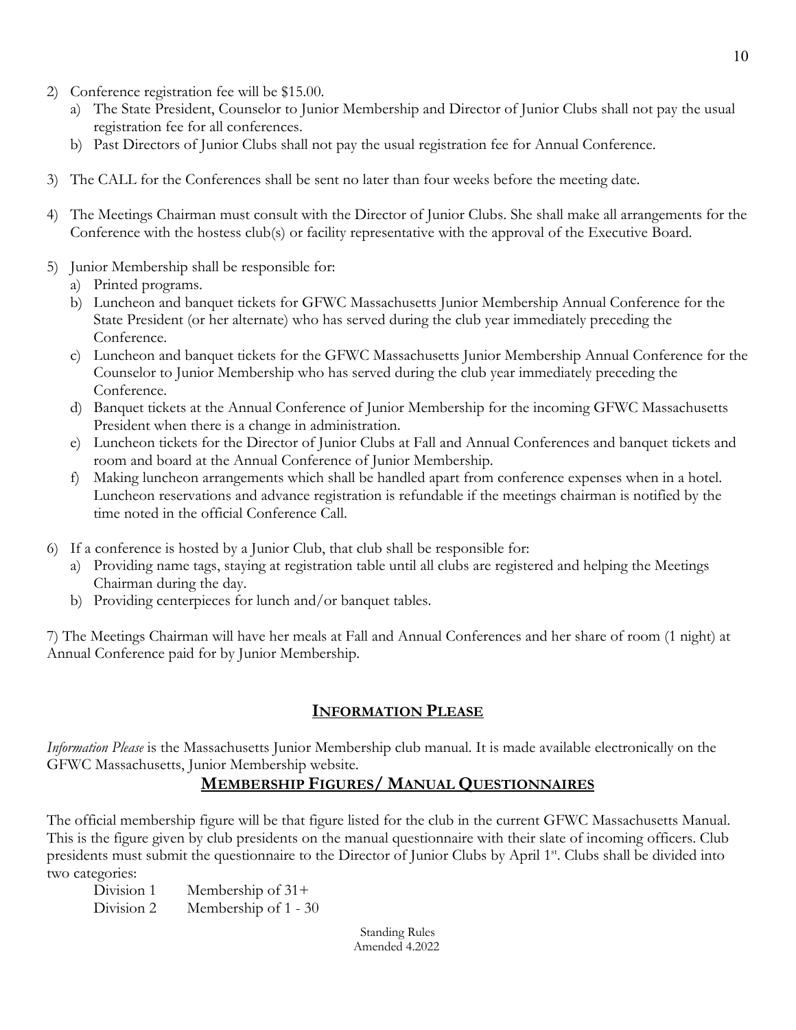2) Conference registration fee will be $15.00.
   a) The State President, Counselor to Junior Membership and Director of Junior Clubs shall not pay the usual registration fee for all conferences.
   b) Past Directors of Junior Clubs shall not pay the usual registration fee for Annual Conference.

3) The CALL for the Conferences shall be sent no later than four weeks before the meeting date.

4) The Meetings Chairman must consult with the Director of Junior Clubs. She shall make all arrangements for the Conference with the hostess club(s) or facility representative with the approval of the Executive Board.

5) Junior Membership shall be responsible for:
   a) Printed programs.
   b) Luncheon and banquet tickets for GFWC Massachusetts Junior Membership Annual Conference for the State President (or her alternate) who has served during the club year immediately preceding the Conference.
   c) Luncheon and banquet tickets for the GFWC Massachusetts Junior Membership Annual Conference for the Counselor to Junior Membership who has served during the club year immediately preceding the Conference.
   d) Banquet tickets at the Annual Conference of Junior Membership for the incoming GFWC Massachusetts President when there is a change in administration.
   e) Luncheon tickets for the Director of Junior Clubs at Fall and Annual Conferences and banquet tickets and room and board at the Annual Conference of Junior Membership.
   f) Making luncheon arrangements which shall be handled apart from conference expenses when in a hotel. Luncheon reservations and advance registration is refundable if the meetings chairman is notified by the time noted in the official Conference Call.

6) If a conference is hosted by a Junior Club, that club shall be responsible for:
   a) Providing name tags, staying at registration table until all clubs are registered and helping the Meetings Chairman during the day.
   b) Providing centerpieces for lunch and/or banquet tables.

7) The Meetings Chairman will have her meals at Fall and Annual Conferences and her share of room (1 night) at Annual Conference paid for by Junior Membership.

## INFORMATION PLEASE

*Information Please* is the Massachusetts Junior Membership club manual. It is made available electronically on the GFWC Massachusetts, Junior Membership website.

## MEMBERSHIP FIGURES/ MANUAL QUESTIONNAIRES

The official membership figure will be that figure listed for the club in the current GFWC Massachusetts Manual. This is the figure given by club presidents on the manual questionnaire with their slate of incoming officers. Club presidents must submit the questionnaire to the Director of Junior Clubs by April 1st. Clubs shall be divided into two categories:

| Division 1 | Membership of 31+ |
| --- | --- |
| Division 2 | Membership of 1 - 30 |

Standing Rules
Amended 4.2022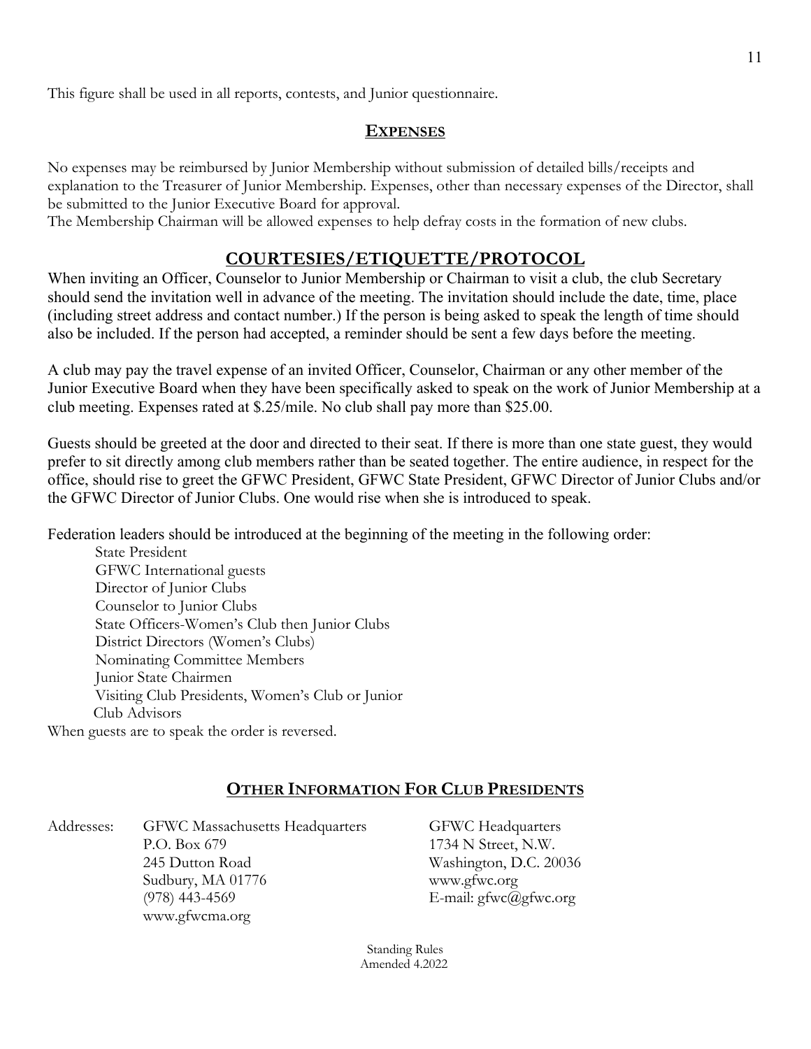This figure shall be used in all reports, contests, and Junior questionnaire.

## EXPENSES

No expenses may be reimbursed by Junior Membership without submission of detailed bills/receipts and explanation to the Treasurer of Junior Membership. Expenses, other than necessary expenses of the Director, shall be submitted to the Junior Executive Board for approval.
The Membership Chairman will be allowed expenses to help defray costs in the formation of new clubs.

## COURTESIES/ETIQUETTE/PROTOCOL

When inviting an Officer, Counselor to Junior Membership or Chairman to visit a club, the club Secretary should send the invitation well in advance of the meeting. The invitation should include the date, time, place (including street address and contact number.) If the person is being asked to speak the length of time should also be included. If the person had accepted, a reminder should be sent a few days before the meeting.

A club may pay the travel expense of an invited Officer, Counselor, Chairman or any other member of the Junior Executive Board when they have been specifically asked to speak on the work of Junior Membership at a club meeting. Expenses rated at $.25/mile. No club shall pay more than $25.00.

Guests should be greeted at the door and directed to their seat. If there is more than one state guest, they would prefer to sit directly among club members rather than be seated together. The entire audience, in respect for the office, should rise to greet the GFWC President, GFWC State President, GFWC Director of Junior Clubs and/or the GFWC Director of Junior Clubs. One would rise when she is introduced to speak.

Federation leaders should be introduced at the beginning of the meeting in the following order:

- State President
- GFWC International guests
- Director of Junior Clubs
- Counselor to Junior Clubs
- State Officers-Women's Club then Junior Clubs
- District Directors (Women's Clubs)
- Nominating Committee Members
- Junior State Chairmen
- Visiting Club Presidents, Women's Club or Junior
- Club Advisors

When guests are to speak the order is reversed.

## OTHER INFORMATION FOR CLUB PRESIDENTS

Addresses:

GFWC Massachusetts Headquarters
P.O. Box 679
245 Dutton Road
Sudbury, MA 01776
(978) 443-4569
www.gfwcma.org

GFWC Headquarters
1734 N Street, N.W.
Washington, D.C. 20036
www.gfwc.org
E-mail: gfwc@gfwc.org

Standing Rules
Amended 4.2022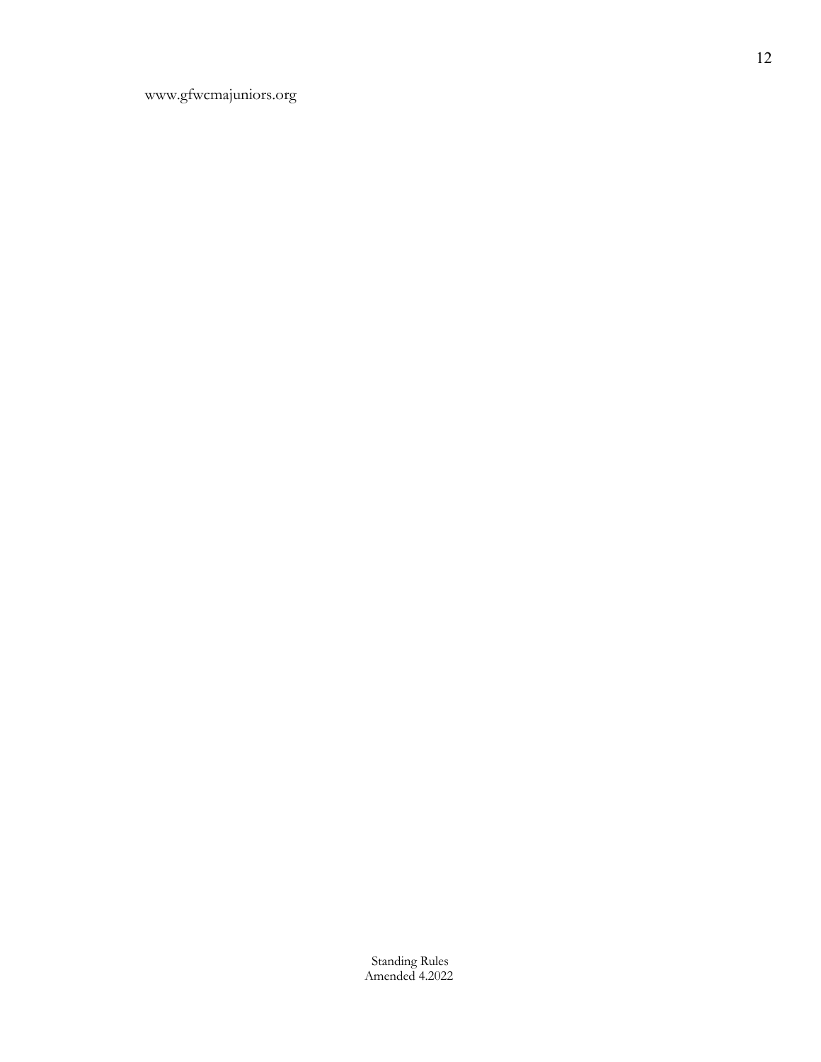www.gfwcmajuniors.org